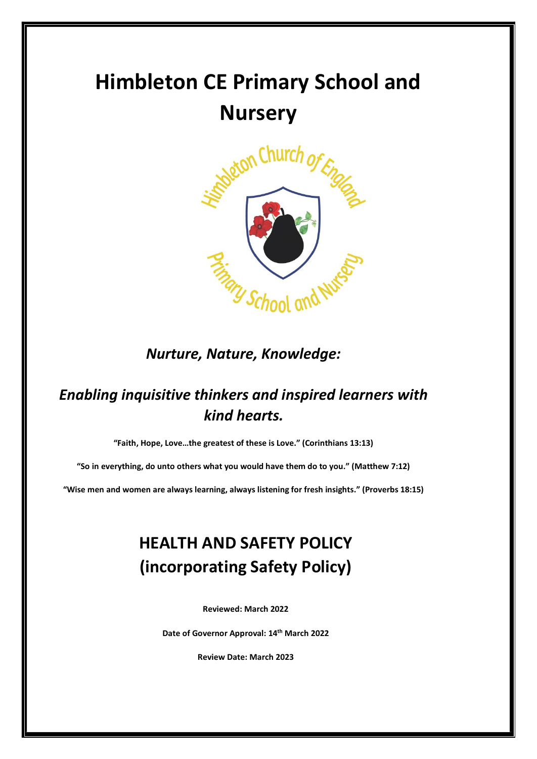# Himbleton CE Primary School and Nursery

*Nurture, Nature, Knowledge:*

*Enabling inquisitive thinkers and inspired learners with kind hearts.*

**"Faith, Hope, Love…the greatest of these is Love." (Corinthians 13:13)**

**"So in everything, do unto others what you would have them do to you." (Matthew 7:12)**

**"Wise men and women are always learning, always listening for fresh insights." (Proverbs 18:15)**

## HEALTH AND SAFETY POLICY (incorporating Safety Policy)

**Reviewed: March 2022**

**Date of Governor Approval: 14th March 2022**

**Review Date: March 2023**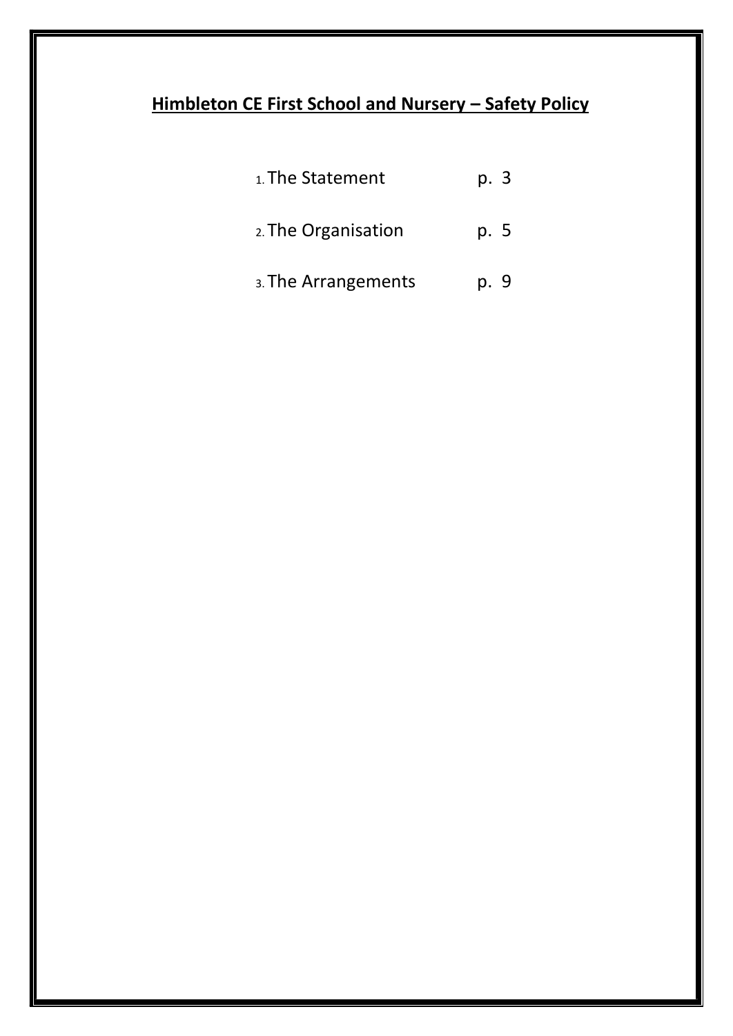# **Himbleton CE First School and Nursery – Safety Policy**

1. The Statement p. 3
2. The Organisation p. 5
3. The Arrangements p. 9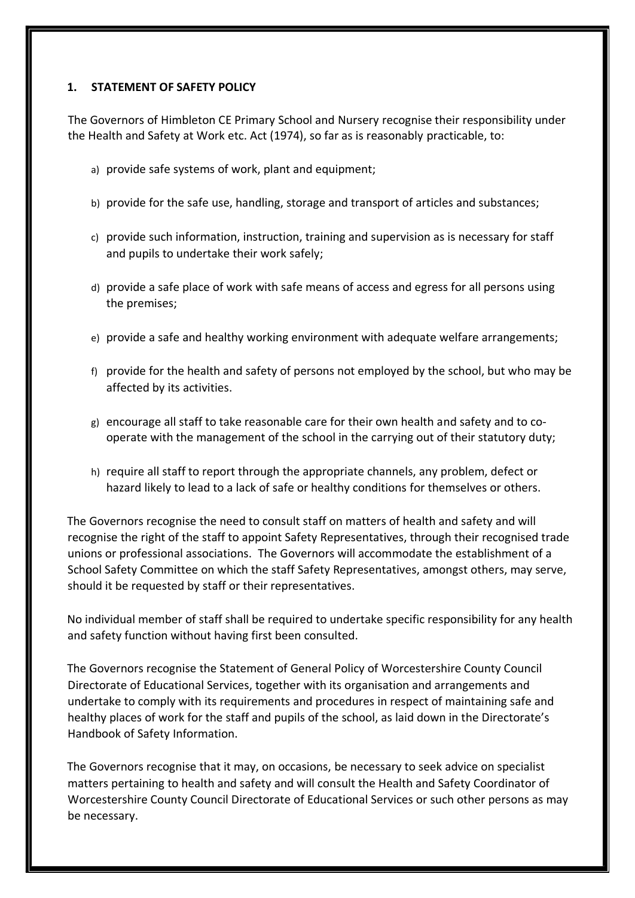## 1. STATEMENT OF SAFETY POLICY

The Governors of Himbleton CE Primary School and Nursery recognise their responsibility under the Health and Safety at Work etc. Act (1974), so far as is reasonably practicable, to:

a) provide safe systems of work, plant and equipment;

b) provide for the safe use, handling, storage and transport of articles and substances;

c) provide such information, instruction, training and supervision as is necessary for staff and pupils to undertake their work safely;

d) provide a safe place of work with safe means of access and egress for all persons using the premises;

e) provide a safe and healthy working environment with adequate welfare arrangements;

f) provide for the health and safety of persons not employed by the school, but who may be affected by its activities.

g) encourage all staff to take reasonable care for their own health and safety and to co-operate with the management of the school in the carrying out of their statutory duty;

h) require all staff to report through the appropriate channels, any problem, defect or hazard likely to lead to a lack of safe or healthy conditions for themselves or others.

The Governors recognise the need to consult staff on matters of health and safety and will recognise the right of the staff to appoint Safety Representatives, through their recognised trade unions or professional associations. The Governors will accommodate the establishment of a School Safety Committee on which the staff Safety Representatives, amongst others, may serve, should it be requested by staff or their representatives.

No individual member of staff shall be required to undertake specific responsibility for any health and safety function without having first been consulted.

The Governors recognise the Statement of General Policy of Worcestershire County Council Directorate of Educational Services, together with its organisation and arrangements and undertake to comply with its requirements and procedures in respect of maintaining safe and healthy places of work for the staff and pupils of the school, as laid down in the Directorate's Handbook of Safety Information.

The Governors recognise that it may, on occasions, be necessary to seek advice on specialist matters pertaining to health and safety and will consult the Health and Safety Coordinator of Worcestershire County Council Directorate of Educational Services or such other persons as may be necessary.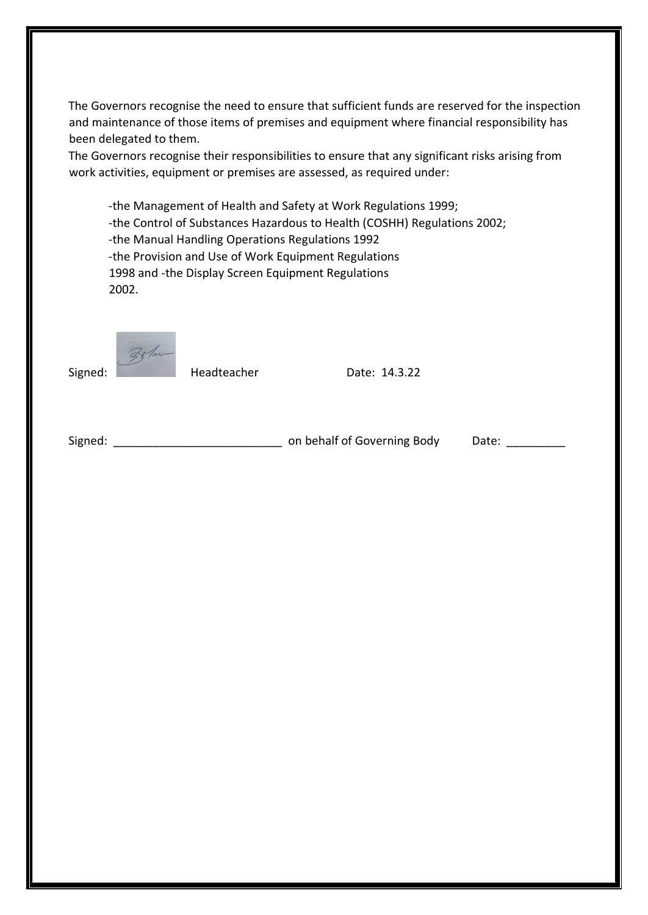The Governors recognise the need to ensure that sufficient funds are reserved for the inspection and maintenance of those items of premises and equipment where financial responsibility has been delegated to them.
The Governors recognise their responsibilities to ensure that any significant risks arising from work activities, equipment or premises are assessed, as required under:

-the Management of Health and Safety at Work Regulations 1999;
-the Control of Substances Hazardous to Health (COSHH) Regulations 2002;
-the Manual Handling Operations Regulations 1992
-the Provision and Use of Work Equipment Regulations 1998 and -the Display Screen Equipment Regulations 2002.

Signed: Headteacher Date: 14.3.22

Signed: __________________________ on behalf of Governing Body Date: _________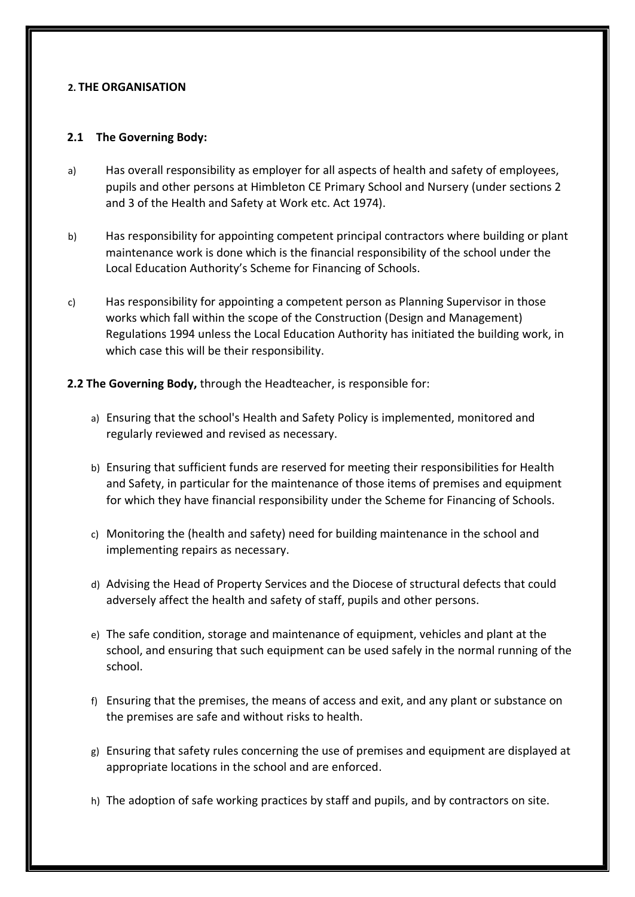## 2. THE ORGANISATION

### 2.1 The Governing Body:

a) Has overall responsibility as employer for all aspects of health and safety of employees, pupils and other persons at Himbleton CE Primary School and Nursery (under sections 2 and 3 of the Health and Safety at Work etc. Act 1974).

b) Has responsibility for appointing competent principal contractors where building or plant maintenance work is done which is the financial responsibility of the school under the Local Education Authority's Scheme for Financing of Schools.

c) Has responsibility for appointing a competent person as Planning Supervisor in those works which fall within the scope of the Construction (Design and Management) Regulations 1994 unless the Local Education Authority has initiated the building work, in which case this will be their responsibility.

**2.2 The Governing Body,** through the Headteacher, is responsible for:

a) Ensuring that the school's Health and Safety Policy is implemented, monitored and regularly reviewed and revised as necessary.

b) Ensuring that sufficient funds are reserved for meeting their responsibilities for Health and Safety, in particular for the maintenance of those items of premises and equipment for which they have financial responsibility under the Scheme for Financing of Schools.

c) Monitoring the (health and safety) need for building maintenance in the school and implementing repairs as necessary.

d) Advising the Head of Property Services and the Diocese of structural defects that could adversely affect the health and safety of staff, pupils and other persons.

e) The safe condition, storage and maintenance of equipment, vehicles and plant at the school, and ensuring that such equipment can be used safely in the normal running of the school.

f) Ensuring that the premises, the means of access and exit, and any plant or substance on the premises are safe and without risks to health.

g) Ensuring that safety rules concerning the use of premises and equipment are displayed at appropriate locations in the school and are enforced.

h) The adoption of safe working practices by staff and pupils, and by contractors on site.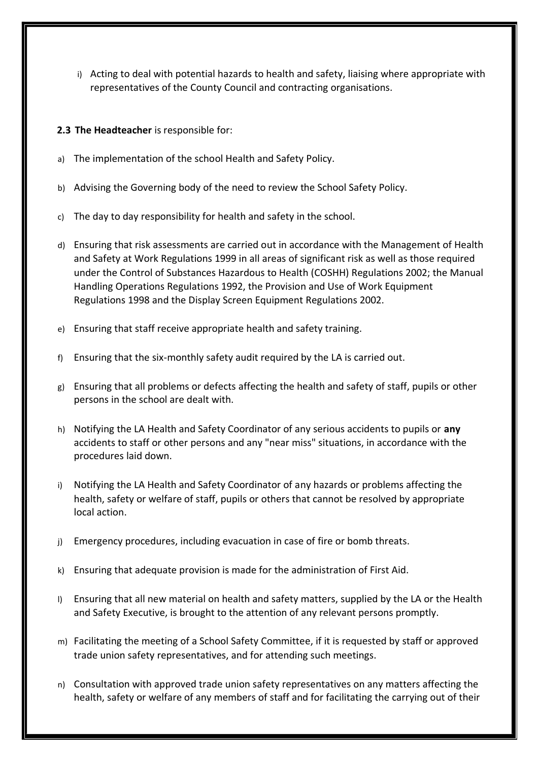i) Acting to deal with potential hazards to health and safety, liaising where appropriate with representatives of the County Council and contracting organisations.

**2.3 The Headteacher** is responsible for:

a) The implementation of the school Health and Safety Policy.

b) Advising the Governing body of the need to review the School Safety Policy.

c) The day to day responsibility for health and safety in the school.

d) Ensuring that risk assessments are carried out in accordance with the Management of Health and Safety at Work Regulations 1999 in all areas of significant risk as well as those required under the Control of Substances Hazardous to Health (COSHH) Regulations 2002; the Manual Handling Operations Regulations 1992, the Provision and Use of Work Equipment Regulations 1998 and the Display Screen Equipment Regulations 2002.

e) Ensuring that staff receive appropriate health and safety training.

f) Ensuring that the six-monthly safety audit required by the LA is carried out.

g) Ensuring that all problems or defects affecting the health and safety of staff, pupils or other persons in the school are dealt with.

h) Notifying the LA Health and Safety Coordinator of any serious accidents to pupils or **any** accidents to staff or other persons and any "near miss" situations, in accordance with the procedures laid down.

i) Notifying the LA Health and Safety Coordinator of any hazards or problems affecting the health, safety or welfare of staff, pupils or others that cannot be resolved by appropriate local action.

j) Emergency procedures, including evacuation in case of fire or bomb threats.

k) Ensuring that adequate provision is made for the administration of First Aid.

l) Ensuring that all new material on health and safety matters, supplied by the LA or the Health and Safety Executive, is brought to the attention of any relevant persons promptly.

m) Facilitating the meeting of a School Safety Committee, if it is requested by staff or approved trade union safety representatives, and for attending such meetings.

n) Consultation with approved trade union safety representatives on any matters affecting the health, safety or welfare of any members of staff and for facilitating the carrying out of their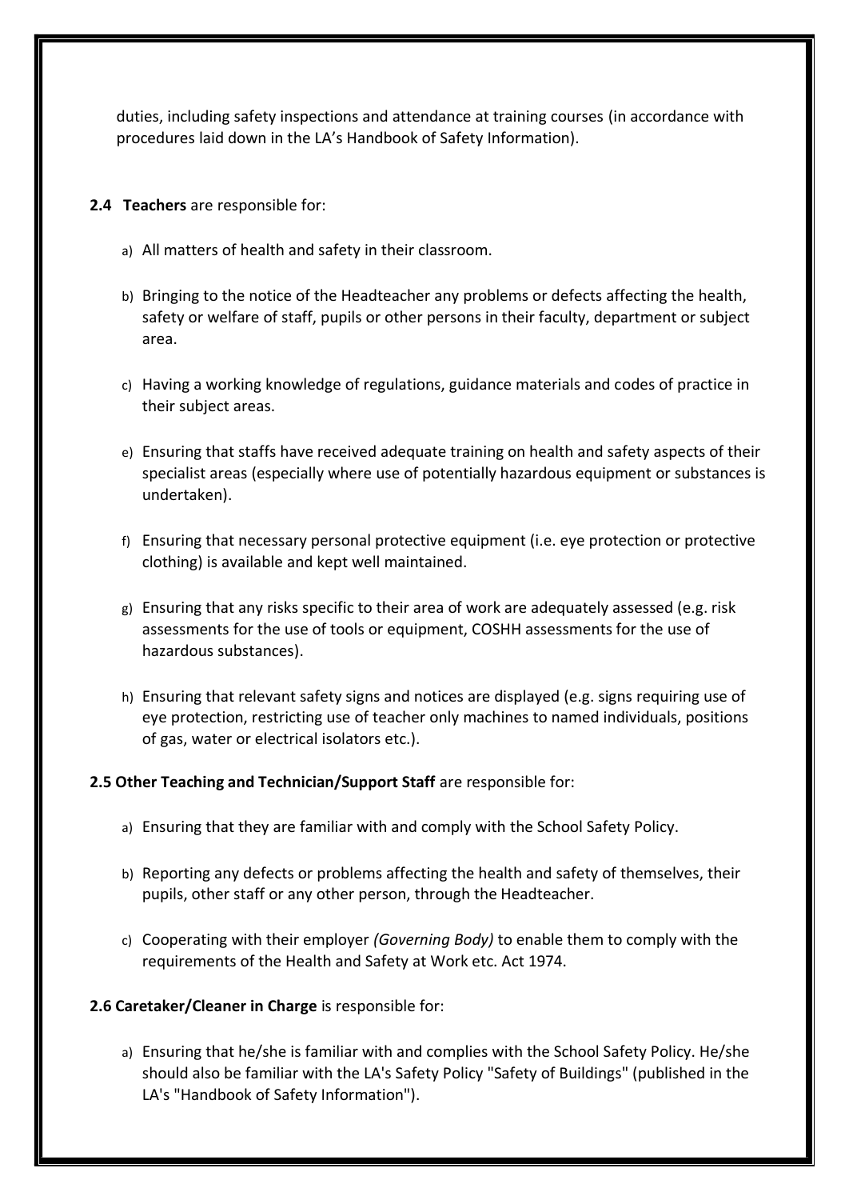duties, including safety inspections and attendance at training courses (in accordance with procedures laid down in the LA's Handbook of Safety Information).

**2.4 Teachers** are responsible for:

a) All matters of health and safety in their classroom.

b) Bringing to the notice of the Headteacher any problems or defects affecting the health, safety or welfare of staff, pupils or other persons in their faculty, department or subject area.

c) Having a working knowledge of regulations, guidance materials and codes of practice in their subject areas.

e) Ensuring that staffs have received adequate training on health and safety aspects of their specialist areas (especially where use of potentially hazardous equipment or substances is undertaken).

f) Ensuring that necessary personal protective equipment (i.e. eye protection or protective clothing) is available and kept well maintained.

g) Ensuring that any risks specific to their area of work are adequately assessed (e.g. risk assessments for the use of tools or equipment, COSHH assessments for the use of hazardous substances).

h) Ensuring that relevant safety signs and notices are displayed (e.g. signs requiring use of eye protection, restricting use of teacher only machines to named individuals, positions of gas, water or electrical isolators etc.).

**2.5 Other Teaching and Technician/Support Staff** are responsible for:

a) Ensuring that they are familiar with and comply with the School Safety Policy.

b) Reporting any defects or problems affecting the health and safety of themselves, their pupils, other staff or any other person, through the Headteacher.

c) Cooperating with their employer *(Governing Body)* to enable them to comply with the requirements of the Health and Safety at Work etc. Act 1974.

**2.6 Caretaker/Cleaner in Charge** is responsible for:

a) Ensuring that he/she is familiar with and complies with the School Safety Policy. He/she should also be familiar with the LA's Safety Policy "Safety of Buildings" (published in the LA's "Handbook of Safety Information").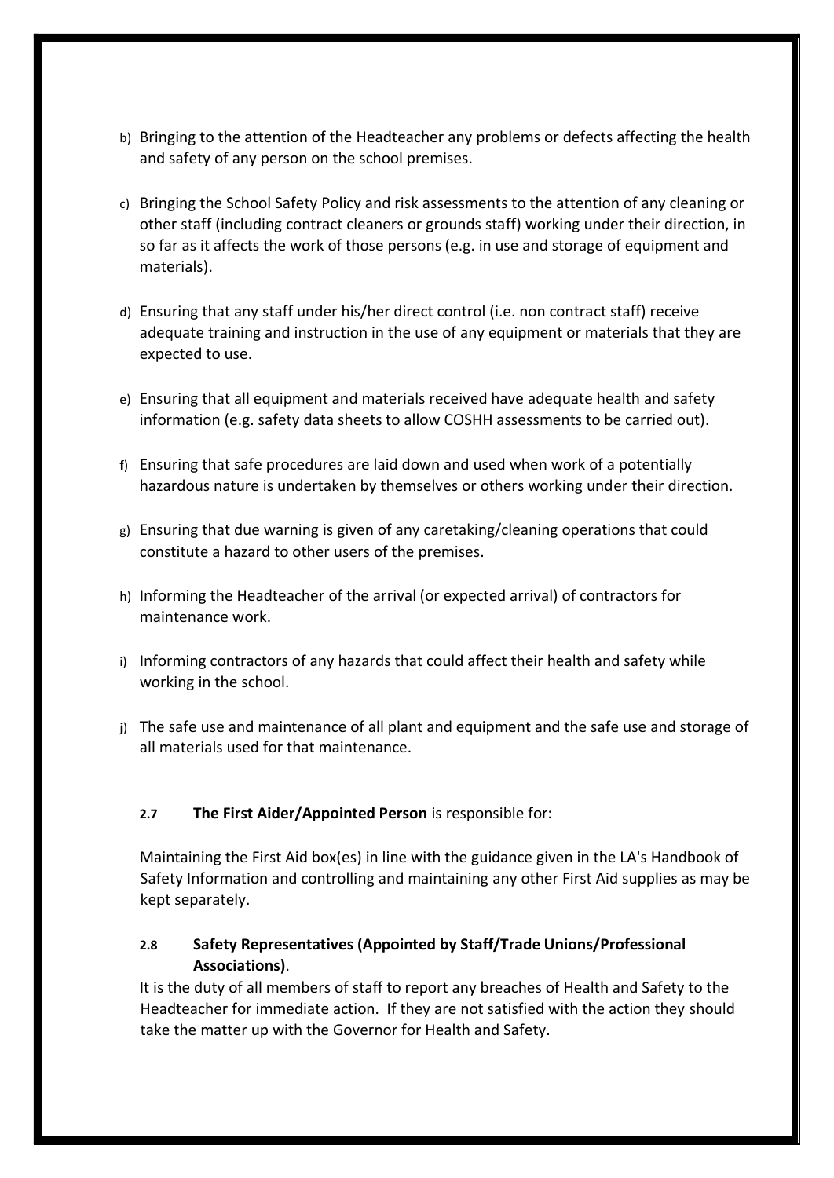b) Bringing to the attention of the Headteacher any problems or defects affecting the health and safety of any person on the school premises.

c) Bringing the School Safety Policy and risk assessments to the attention of any cleaning or other staff (including contract cleaners or grounds staff) working under their direction, in so far as it affects the work of those persons (e.g. in use and storage of equipment and materials).

d) Ensuring that any staff under his/her direct control (i.e. non contract staff) receive adequate training and instruction in the use of any equipment or materials that they are expected to use.

e) Ensuring that all equipment and materials received have adequate health and safety information (e.g. safety data sheets to allow COSHH assessments to be carried out).

f) Ensuring that safe procedures are laid down and used when work of a potentially hazardous nature is undertaken by themselves or others working under their direction.

g) Ensuring that due warning is given of any caretaking/cleaning operations that could constitute a hazard to other users of the premises.

h) Informing the Headteacher of the arrival (or expected arrival) of contractors for maintenance work.

i) Informing contractors of any hazards that could affect their health and safety while working in the school.

j) The safe use and maintenance of all plant and equipment and the safe use and storage of all materials used for that maintenance.

**2.7 The First Aider/Appointed Person** is responsible for:

Maintaining the First Aid box(es) in line with the guidance given in the LA's Handbook of Safety Information and controlling and maintaining any other First Aid supplies as may be kept separately.

**2.8 Safety Representatives (Appointed by Staff/Trade Unions/Professional Associations)**.

It is the duty of all members of staff to report any breaches of Health and Safety to the Headteacher for immediate action. If they are not satisfied with the action they should take the matter up with the Governor for Health and Safety.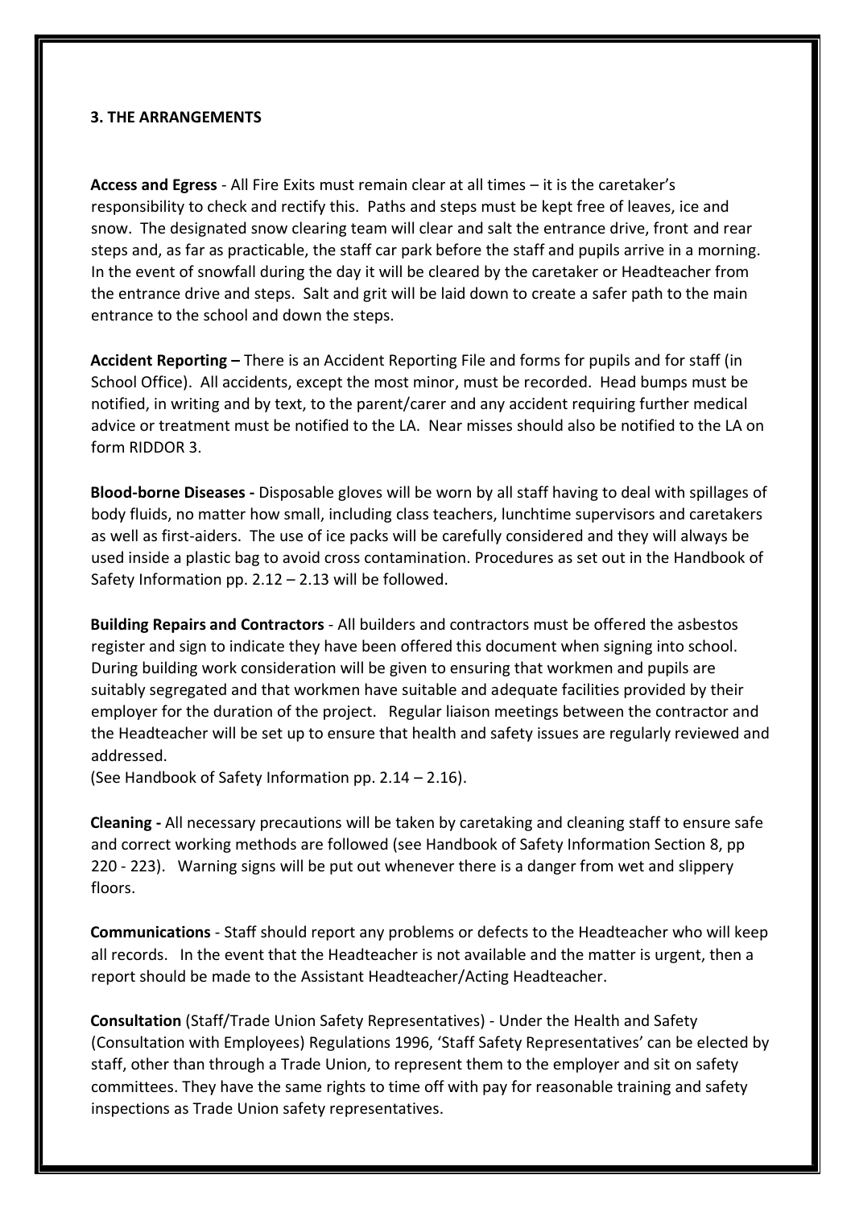## 3. THE ARRANGEMENTS

**Access and Egress** - All Fire Exits must remain clear at all times – it is the caretaker's responsibility to check and rectify this. Paths and steps must be kept free of leaves, ice and snow. The designated snow clearing team will clear and salt the entrance drive, front and rear steps and, as far as practicable, the staff car park before the staff and pupils arrive in a morning. In the event of snowfall during the day it will be cleared by the caretaker or Headteacher from the entrance drive and steps. Salt and grit will be laid down to create a safer path to the main entrance to the school and down the steps.

**Accident Reporting –** There is an Accident Reporting File and forms for pupils and for staff (in School Office). All accidents, except the most minor, must be recorded. Head bumps must be notified, in writing and by text, to the parent/carer and any accident requiring further medical advice or treatment must be notified to the LA. Near misses should also be notified to the LA on form RIDDOR 3.

**Blood-borne Diseases -** Disposable gloves will be worn by all staff having to deal with spillages of body fluids, no matter how small, including class teachers, lunchtime supervisors and caretakers as well as first-aiders. The use of ice packs will be carefully considered and they will always be used inside a plastic bag to avoid cross contamination. Procedures as set out in the Handbook of Safety Information pp. 2.12 – 2.13 will be followed.

**Building Repairs and Contractors** - All builders and contractors must be offered the asbestos register and sign to indicate they have been offered this document when signing into school. During building work consideration will be given to ensuring that workmen and pupils are suitably segregated and that workmen have suitable and adequate facilities provided by their employer for the duration of the project. Regular liaison meetings between the contractor and the Headteacher will be set up to ensure that health and safety issues are regularly reviewed and addressed.
(See Handbook of Safety Information pp. 2.14 – 2.16).

**Cleaning -** All necessary precautions will be taken by caretaking and cleaning staff to ensure safe and correct working methods are followed (see Handbook of Safety Information Section 8, pp 220 - 223). Warning signs will be put out whenever there is a danger from wet and slippery floors.

**Communications** - Staff should report any problems or defects to the Headteacher who will keep all records. In the event that the Headteacher is not available and the matter is urgent, then a report should be made to the Assistant Headteacher/Acting Headteacher.

**Consultation** (Staff/Trade Union Safety Representatives) - Under the Health and Safety (Consultation with Employees) Regulations 1996, 'Staff Safety Representatives' can be elected by staff, other than through a Trade Union, to represent them to the employer and sit on safety committees. They have the same rights to time off with pay for reasonable training and safety inspections as Trade Union safety representatives.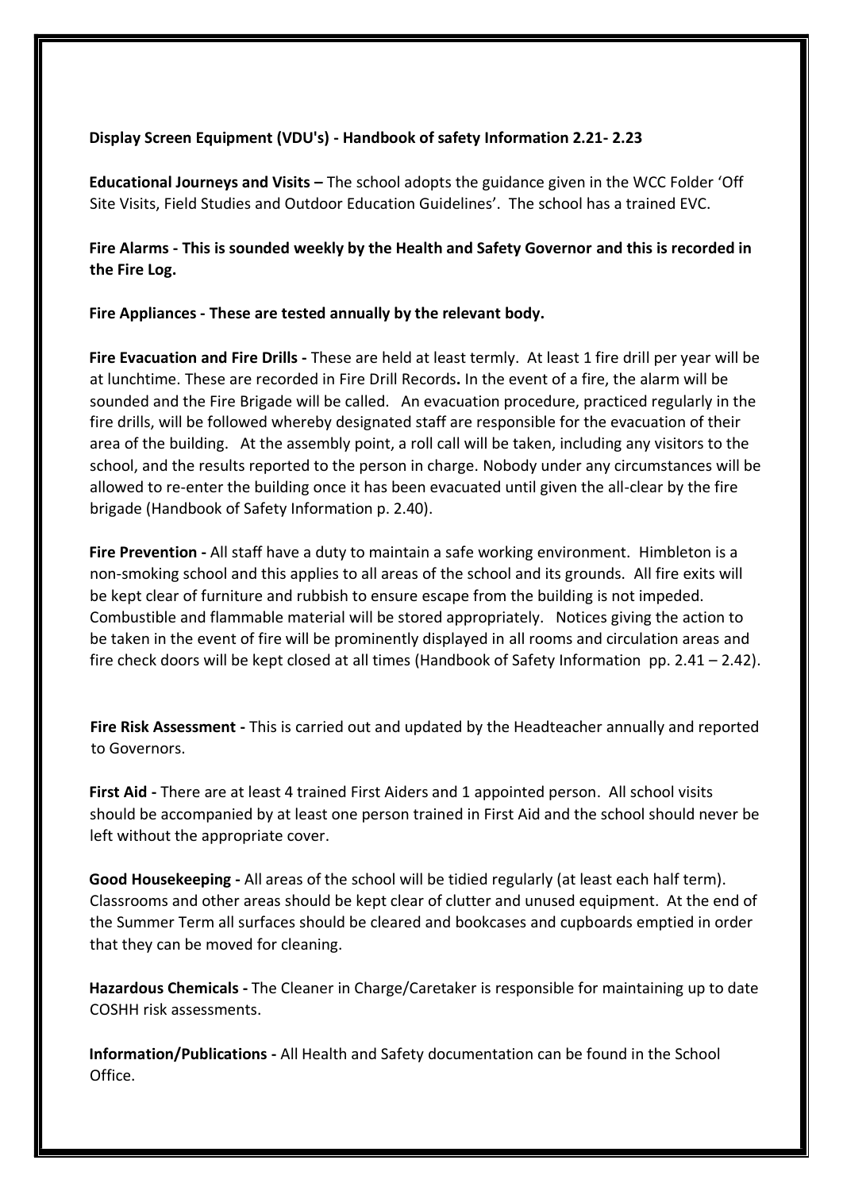**Display Screen Equipment (VDU's) - Handbook of safety Information 2.21- 2.23**

**Educational Journeys and Visits –** The school adopts the guidance given in the WCC Folder 'Off Site Visits, Field Studies and Outdoor Education Guidelines'. The school has a trained EVC.

**Fire Alarms - This is sounded weekly by the Health and Safety Governor and this is recorded in the Fire Log.**

**Fire Appliances - These are tested annually by the relevant body.**

**Fire Evacuation and Fire Drills -** These are held at least termly. At least 1 fire drill per year will be at lunchtime. These are recorded in Fire Drill Records**.** In the event of a fire, the alarm will be sounded and the Fire Brigade will be called. An evacuation procedure, practiced regularly in the fire drills, will be followed whereby designated staff are responsible for the evacuation of their area of the building. At the assembly point, a roll call will be taken, including any visitors to the school, and the results reported to the person in charge. Nobody under any circumstances will be allowed to re-enter the building once it has been evacuated until given the all-clear by the fire brigade (Handbook of Safety Information p. 2.40).

**Fire Prevention -** All staff have a duty to maintain a safe working environment. Himbleton is a non-smoking school and this applies to all areas of the school and its grounds. All fire exits will be kept clear of furniture and rubbish to ensure escape from the building is not impeded. Combustible and flammable material will be stored appropriately. Notices giving the action to be taken in the event of fire will be prominently displayed in all rooms and circulation areas and fire check doors will be kept closed at all times (Handbook of Safety Information pp. 2.41 – 2.42).

**Fire Risk Assessment -** This is carried out and updated by the Headteacher annually and reported to Governors.

**First Aid -** There are at least 4 trained First Aiders and 1 appointed person. All school visits should be accompanied by at least one person trained in First Aid and the school should never be left without the appropriate cover.

**Good Housekeeping -** All areas of the school will be tidied regularly (at least each half term). Classrooms and other areas should be kept clear of clutter and unused equipment. At the end of the Summer Term all surfaces should be cleared and bookcases and cupboards emptied in order that they can be moved for cleaning.

**Hazardous Chemicals -** The Cleaner in Charge/Caretaker is responsible for maintaining up to date COSHH risk assessments.

**Information/Publications -** All Health and Safety documentation can be found in the School Office.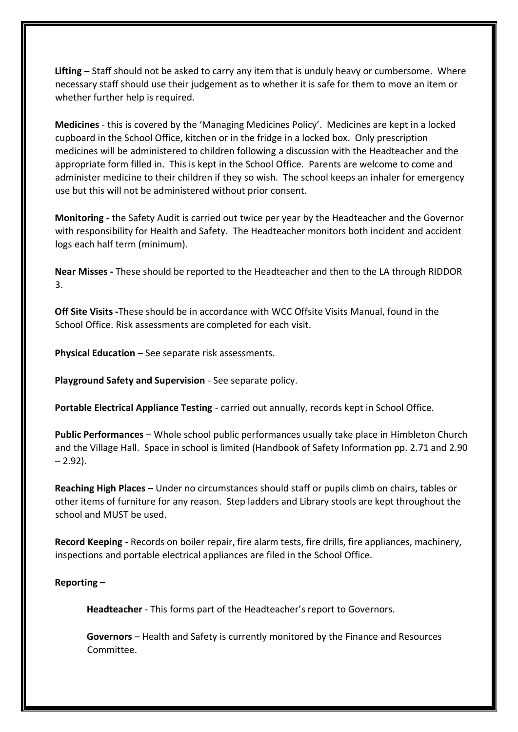**Lifting –** Staff should not be asked to carry any item that is unduly heavy or cumbersome. Where necessary staff should use their judgement as to whether it is safe for them to move an item or whether further help is required.

**Medicines** - this is covered by the 'Managing Medicines Policy'. Medicines are kept in a locked cupboard in the School Office, kitchen or in the fridge in a locked box. Only prescription medicines will be administered to children following a discussion with the Headteacher and the appropriate form filled in. This is kept in the School Office. Parents are welcome to come and administer medicine to their children if they so wish. The school keeps an inhaler for emergency use but this will not be administered without prior consent.

**Monitoring -** the Safety Audit is carried out twice per year by the Headteacher and the Governor with responsibility for Health and Safety. The Headteacher monitors both incident and accident logs each half term (minimum).

**Near Misses -** These should be reported to the Headteacher and then to the LA through RIDDOR 3.

**Off Site Visits -**These should be in accordance with WCC Offsite Visits Manual, found in the School Office. Risk assessments are completed for each visit.

**Physical Education –** See separate risk assessments.

**Playground Safety and Supervision** - See separate policy.

**Portable Electrical Appliance Testing** - carried out annually, records kept in School Office.

**Public Performances** – Whole school public performances usually take place in Himbleton Church and the Village Hall. Space in school is limited (Handbook of Safety Information pp. 2.71 and 2.90 – 2.92).

**Reaching High Places –** Under no circumstances should staff or pupils climb on chairs, tables or other items of furniture for any reason. Step ladders and Library stools are kept throughout the school and MUST be used.

**Record Keeping** - Records on boiler repair, fire alarm tests, fire drills, fire appliances, machinery, inspections and portable electrical appliances are filed in the School Office.

**Reporting –**

**Headteacher** - This forms part of the Headteacher's report to Governors.

**Governors** – Health and Safety is currently monitored by the Finance and Resources Committee.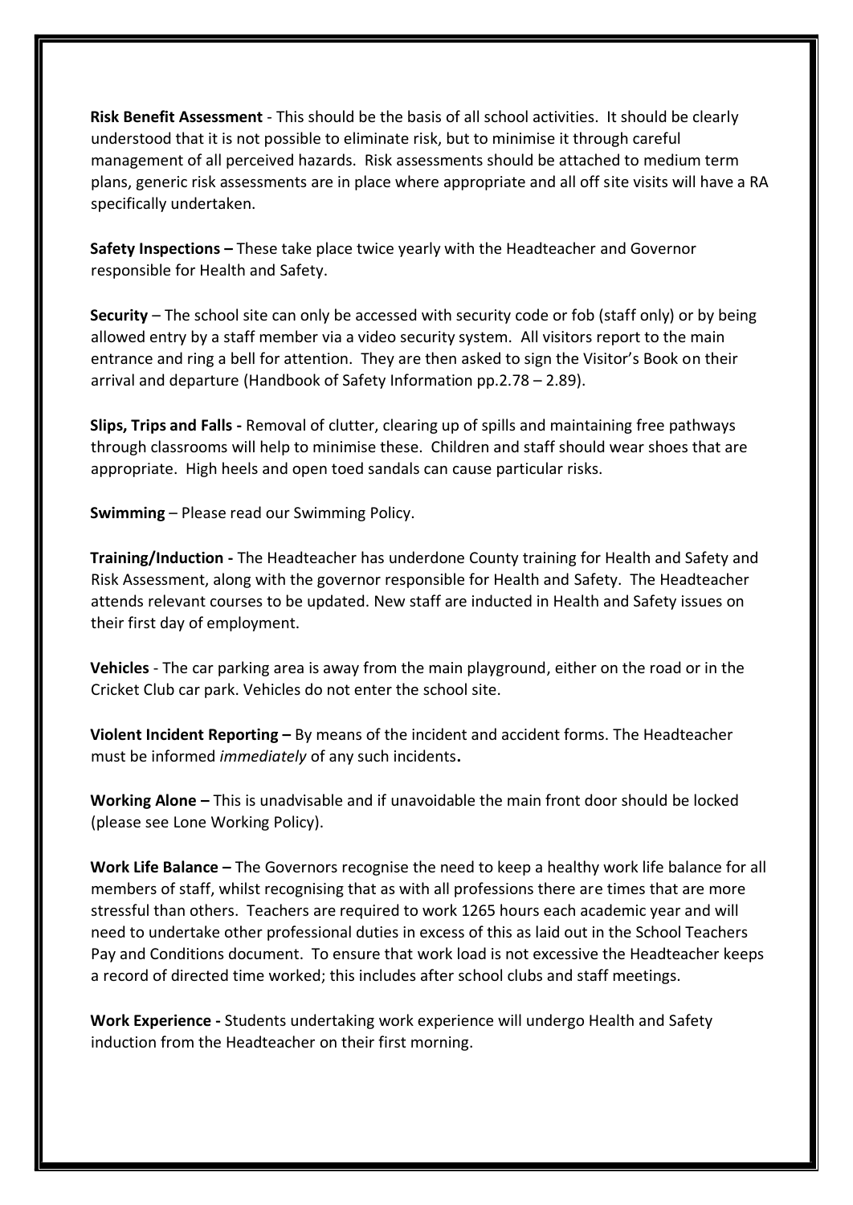**Risk Benefit Assessment** - This should be the basis of all school activities. It should be clearly understood that it is not possible to eliminate risk, but to minimise it through careful management of all perceived hazards. Risk assessments should be attached to medium term plans, generic risk assessments are in place where appropriate and all off site visits will have a RA specifically undertaken.

**Safety Inspections –** These take place twice yearly with the Headteacher and Governor responsible for Health and Safety.

**Security** – The school site can only be accessed with security code or fob (staff only) or by being allowed entry by a staff member via a video security system. All visitors report to the main entrance and ring a bell for attention. They are then asked to sign the Visitor's Book on their arrival and departure (Handbook of Safety Information pp.2.78 – 2.89).

**Slips, Trips and Falls -** Removal of clutter, clearing up of spills and maintaining free pathways through classrooms will help to minimise these. Children and staff should wear shoes that are appropriate. High heels and open toed sandals can cause particular risks.

**Swimming** – Please read our Swimming Policy.

**Training/Induction -** The Headteacher has underdone County training for Health and Safety and Risk Assessment, along with the governor responsible for Health and Safety. The Headteacher attends relevant courses to be updated. New staff are inducted in Health and Safety issues on their first day of employment.

**Vehicles** - The car parking area is away from the main playground, either on the road or in the Cricket Club car park. Vehicles do not enter the school site.

**Violent Incident Reporting –** By means of the incident and accident forms. The Headteacher must be informed *immediately* of any such incidents**.**

**Working Alone –** This is unadvisable and if unavoidable the main front door should be locked (please see Lone Working Policy).

**Work Life Balance –** The Governors recognise the need to keep a healthy work life balance for all members of staff, whilst recognising that as with all professions there are times that are more stressful than others. Teachers are required to work 1265 hours each academic year and will need to undertake other professional duties in excess of this as laid out in the School Teachers Pay and Conditions document. To ensure that work load is not excessive the Headteacher keeps a record of directed time worked; this includes after school clubs and staff meetings.

**Work Experience -** Students undertaking work experience will undergo Health and Safety induction from the Headteacher on their first morning.